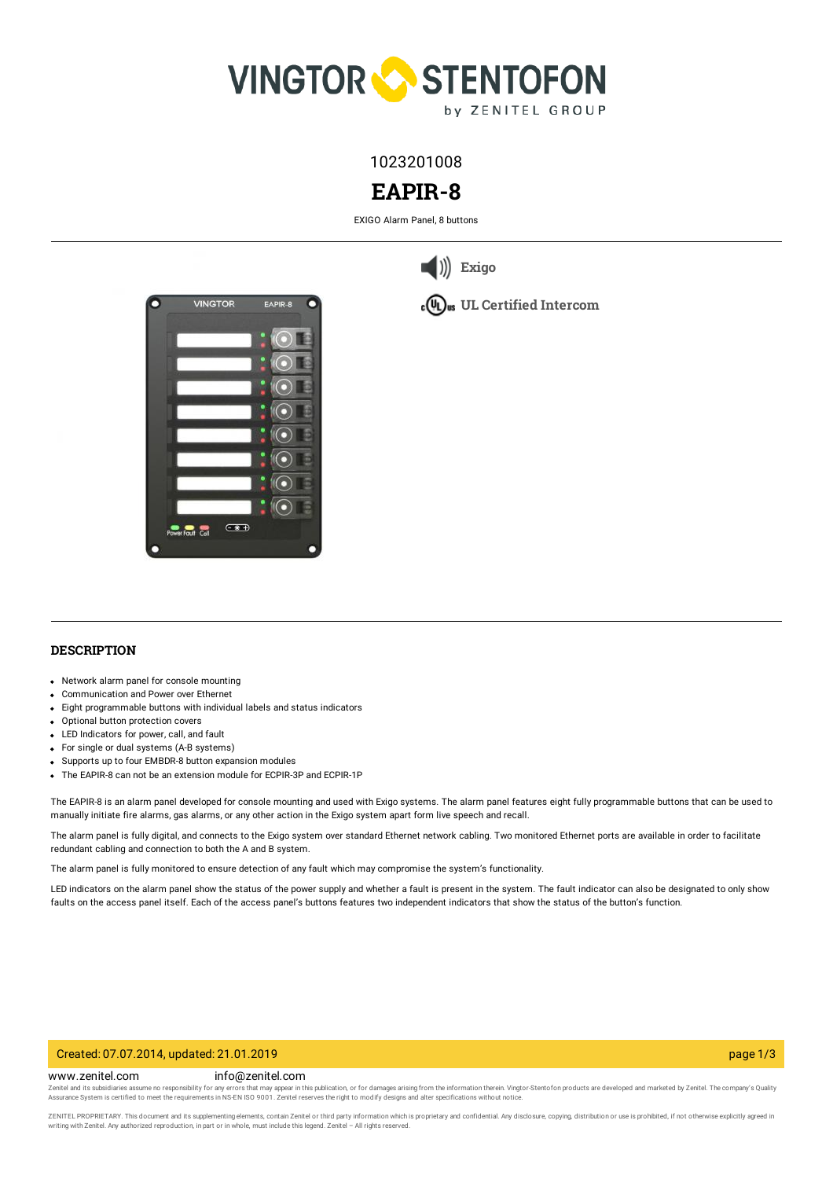1023201008

# EAPIR-8

EXIGO Alarm Panel, 8 buttons

Exigo

UL Certified Intercom

## DESCRIPTION

- Network alarm panel for console mounting
- Communication and Power over Ethernet
- Eight programmable buttons with individual labels and status indicators
- Optional button protection covers
- LED Indicators for power, call, and fault
- For single or dual systems (A-B systems)
- Supports up to four EMBDR-8 button expansion modules
- The EAPIR-8 can not be an extension module for ECPIR-3P and ECPIR-1P

The EAPIR-8 is an alarm panel developed for console mounting and used with Exigo systems. The alarm panel features eight fully programmable buttons that can be used to manually initiate fire alarms, gas alarms, or any other action in the Exigo system apart form live speech and recall.

The alarm panel is fully digital, and connects to the Exigo system over standard Ethernet network cabling. Two monitored Ethernet ports are available in order to facilitate redundant cabling and connection to both the A and B system.

The alarm panel is fully monitored to ensure detection of any fault which may compromise the system's functionality.

LED indicators on the alarm panel show the status of the power supply and whether a fault is present in the system. The fault indicator can also be designated to only show faults on the access panel itself. Each of the access panel's buttons features two independent indicators that show the status of the button's function.

Created: 07.07.2014, updated: 21.01.2019

www.zenitel.com info@zenitel.com

Zenitel and its subsidiaries assume no responsibility for any errors that may appear in this publication, or for damages arising from the information therein. Vingtor-Stentofon products are developed and marketed by Zenitel. The company's Quality Assurance System is certified to meet the requirements in NS-EN ISO 9001. Zenitel reserves the right to modify designs and alter specifications without notice.

ZENITEL PROPRIETARY. This document and its supplementing elements, contain Zenitel or third party information which is proprietary and confidential. Any disclosure, copying, distribution or use is prohibited, if not otherwise explicitly agreed in writing with Zenitel. Any authorized reproduction, in part or in whole, must include this legend. Zenitel – All rights reserved.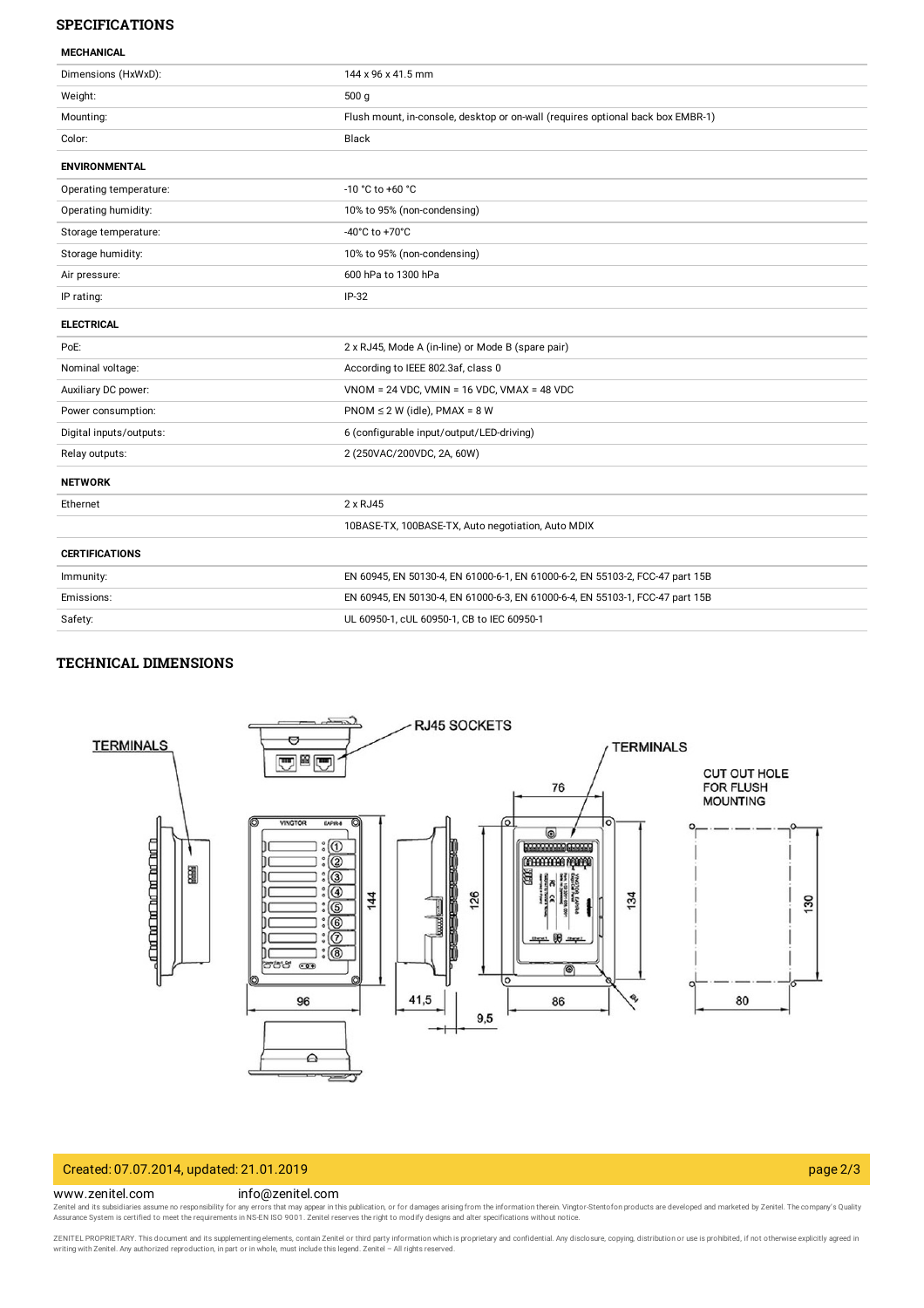## SPECIFICATIONS

| MECHANICAL | |
|---|---|
| Dimensions (HxWxD): | 144 x 96 x 41.5 mm |
| Weight: | 500 g |
| Mounting: | Flush mount, in-console, desktop or on-wall (requires optional back box EMBR-1) |
| Color: | Black |
| **ENVIRONMENTAL** | |
| Operating temperature: | -10 °C to +60 °C |
| Operating humidity: | 10% to 95% (non-condensing) |
| Storage temperature: | -40°C to +70°C |
| Storage humidity: | 10% to 95% (non-condensing) |
| Air pressure: | 600 hPa to 1300 hPa |
| IP rating: | IP-32 |
| **ELECTRICAL** | |
| PoE: | 2 x RJ45, Mode A (in-line) or Mode B (spare pair) |
| Nominal voltage: | According to IEEE 802.3af, class 0 |
| Auxiliary DC power: | VNOM = 24 VDC, VMIN = 16 VDC, VMAX = 48 VDC |
| Power consumption: | PNOM ≤ 2 W (idle), PMAX = 8 W |
| Digital inputs/outputs: | 6 (configurable input/output/LED-driving) |
| Relay outputs: | 2 (250VAC/200VDC, 2A, 60W) |
| **NETWORK** | |
| Ethernet | 2 x RJ45 |
| | 10BASE-TX, 100BASE-TX, Auto negotiation, Auto MDIX |
| **CERTIFICATIONS** | |
| Immunity: | EN 60945, EN 50130-4, EN 61000-6-1, EN 61000-6-2, EN 55103-2, FCC-47 part 15B |
| Emissions: | EN 60945, EN 50130-4, EN 61000-6-3, EN 61000-6-4, EN 55103-1, FCC-47 part 15B |
| Safety: | UL 60950-1, cUL 60950-1, CB to IEC 60950-1 |

## TECHNICAL DIMENSIONS

TERMINALS

RJ45 SOCKETS

TERMINALS

CUT OUT HOLE FOR FLUSH MOUNTING

144 · 96 · 41,5 · 9,5 · 126 · 76 · 86 · 134 · 130 · 80

Created: 07.07.2014, updated: 21.01.2019

www.zenitel.com info@zenitel.com

Zenitel and its subsidiaries assume no responsibility for any errors that may appear in this publication, or for damages arising from the information therein. Vingtor-Stentofon products are developed and marketed by Zenitel. The company's Quality Assurance System is certified to meet the requirements in NS-EN ISO 9001. Zenitel reserves the right to modify designs and alter specifications without notice.

ZENITEL PROPRIETARY. This document and its supplementing elements, contain Zenitel or third party information which is proprietary and confidential. Any disclosure, copying, distribution or use is prohibited, if not otherwise explicitly agreed in writing with Zenitel. Any authorized reproduction, in part or in whole, must include this legend. Zenitel – All rights reserved.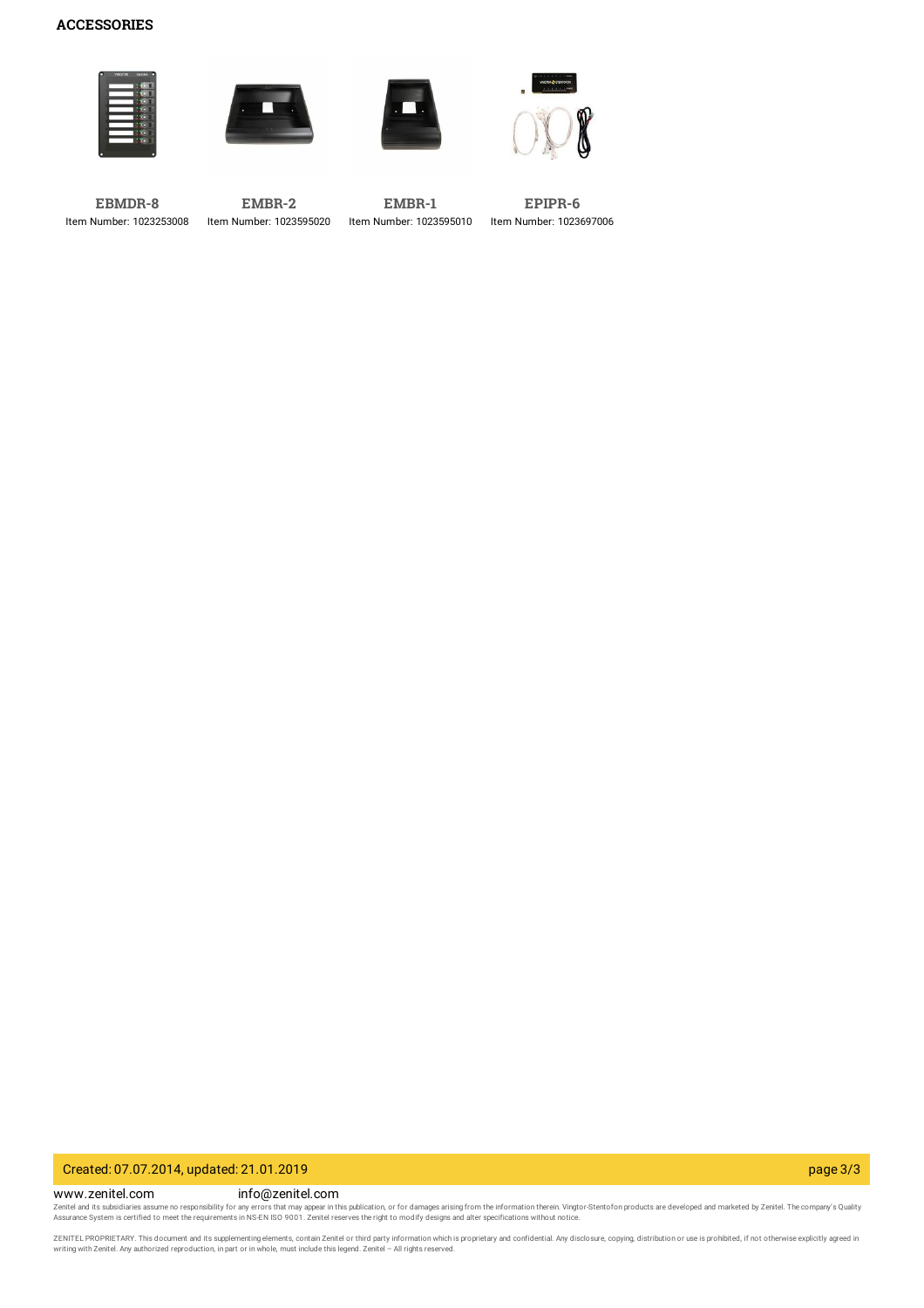## ACCESSORIES

**EBMDR-8**
Item Number: 1023253008

**EMBR-2**
Item Number: 1023595020

**EMBR-1**
Item Number: 1023595010

**EPIPR-6**
Item Number: 1023697006

Created: 07.07.2014, updated: 21.01.2019

www.zenitel.com info@zenitel.com

Zenitel and its subsidiaries assume no responsibility for any errors that may appear in this publication, or for damages arising from the information therein. Vingtor-Stentofon products are developed and marketed by Zenitel. The company's Quality Assurance System is certified to meet the requirements in NS-EN ISO 9001. Zenitel reserves the right to modify designs and alter specifications without notice.

ZENITEL PROPRIETARY. This document and its supplementing elements, contain Zenitel or third party information which is proprietary and confidential. Any disclosure, copying, distribution or use is prohibited, if not otherwise explicitly agreed in writing with Zenitel. Any authorized reproduction, in part or in whole, must include this legend. Zenitel – All rights reserved.